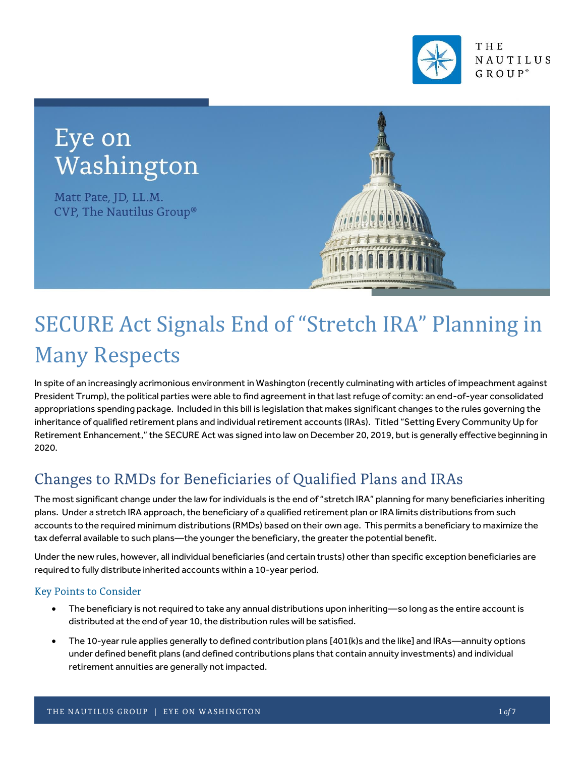THE NAUTILUS GROUP®

# Eye on Washington

Matt Pate, JD, LL.M.
CVP, The Nautilus Group®

# SECURE Act Signals End of "Stretch IRA" Planning in Many Respects

In spite of an increasingly acrimonious environment in Washington (recently culminating with articles of impeachment against President Trump), the political parties were able to find agreement in that last refuge of comity: an end-of-year consolidated appropriations spending package. Included in this bill is legislation that makes significant changes to the rules governing the inheritance of qualified retirement plans and individual retirement accounts (IRAs). Titled "Setting Every Community Up for Retirement Enhancement," the SECURE Act was signed into law on December 20, 2019, but is generally effective beginning in 2020.

## Changes to RMDs for Beneficiaries of Qualified Plans and IRAs

The most significant change under the law for individuals is the end of "stretch IRA" planning for many beneficiaries inheriting plans. Under a stretch IRA approach, the beneficiary of a qualified retirement plan or IRA limits distributions from such accounts to the required minimum distributions (RMDs) based on their own age. This permits a beneficiary to maximize the tax deferral available to such plans—the younger the beneficiary, the greater the potential benefit.

Under the new rules, however, all individual beneficiaries (and certain trusts) other than specific exception beneficiaries are required to fully distribute inherited accounts within a 10-year period.

### Key Points to Consider

- The beneficiary is not required to take any annual distributions upon inheriting—so long as the entire account is distributed at the end of year 10, the distribution rules will be satisfied.
- The 10-year rule applies generally to defined contribution plans [401(k)s and the like] and IRAs—annuity options under defined benefit plans (and defined contributions plans that contain annuity investments) and individual retirement annuities are generally not impacted.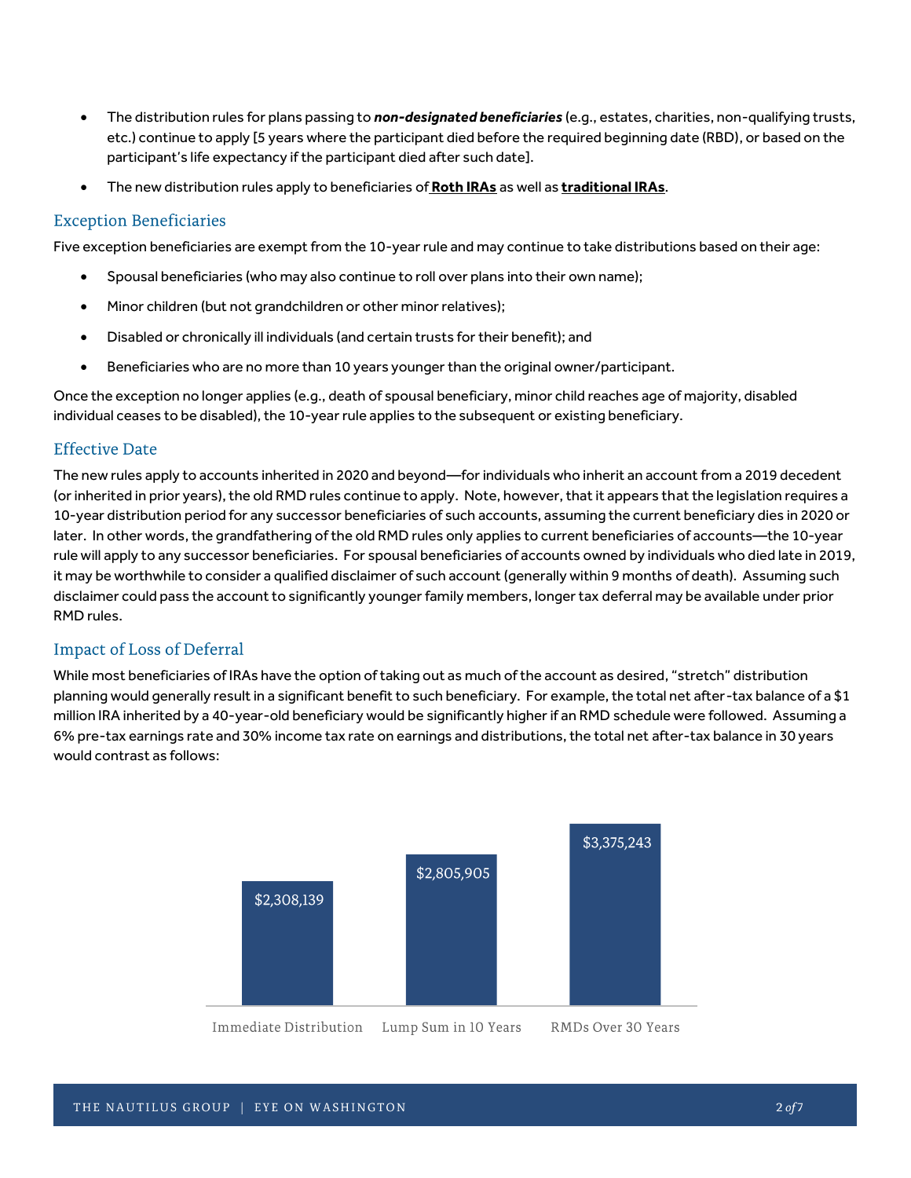- The distribution rules for plans passing to ***non-designated beneficiaries*** (e.g., estates, charities, non-qualifying trusts, etc.) continue to apply [5 years where the participant died before the required beginning date (RBD), or based on the participant's life expectancy if the participant died after such date].
- The new distribution rules apply to beneficiaries of **Roth IRAs** as well as **traditional IRAs**.

## Exception Beneficiaries

Five exception beneficiaries are exempt from the 10-year rule and may continue to take distributions based on their age:

- Spousal beneficiaries (who may also continue to roll over plans into their own name);
- Minor children (but not grandchildren or other minor relatives);
- Disabled or chronically ill individuals (and certain trusts for their benefit); and
- Beneficiaries who are no more than 10 years younger than the original owner/participant.

Once the exception no longer applies (e.g., death of spousal beneficiary, minor child reaches age of majority, disabled individual ceases to be disabled), the 10-year rule applies to the subsequent or existing beneficiary.

## Effective Date

The new rules apply to accounts inherited in 2020 and beyond—for individuals who inherit an account from a 2019 decedent (or inherited in prior years), the old RMD rules continue to apply. Note, however, that it appears that the legislation requires a 10-year distribution period for any successor beneficiaries of such accounts, assuming the current beneficiary dies in 2020 or later. In other words, the grandfathering of the old RMD rules only applies to current beneficiaries of accounts—the 10-year rule will apply to any successor beneficiaries. For spousal beneficiaries of accounts owned by individuals who died late in 2019, it may be worthwhile to consider a qualified disclaimer of such account (generally within 9 months of death). Assuming such disclaimer could pass the account to significantly younger family members, longer tax deferral may be available under prior RMD rules.

## Impact of Loss of Deferral

While most beneficiaries of IRAs have the option of taking out as much of the account as desired, "stretch" distribution planning would generally result in a significant benefit to such beneficiary. For example, the total net after-tax balance of a $1 million IRA inherited by a 40-year-old beneficiary would be significantly higher if an RMD schedule were followed. Assuming a 6% pre-tax earnings rate and 30% income tax rate on earnings and distributions, the total net after-tax balance in 30 years would contrast as follows:

| Immediate Distribution | Lump Sum in 10 Years | RMDs Over 30 Years |
|---|---|---|
| $2,308,139 | $2,805,905 | $3,375,243 |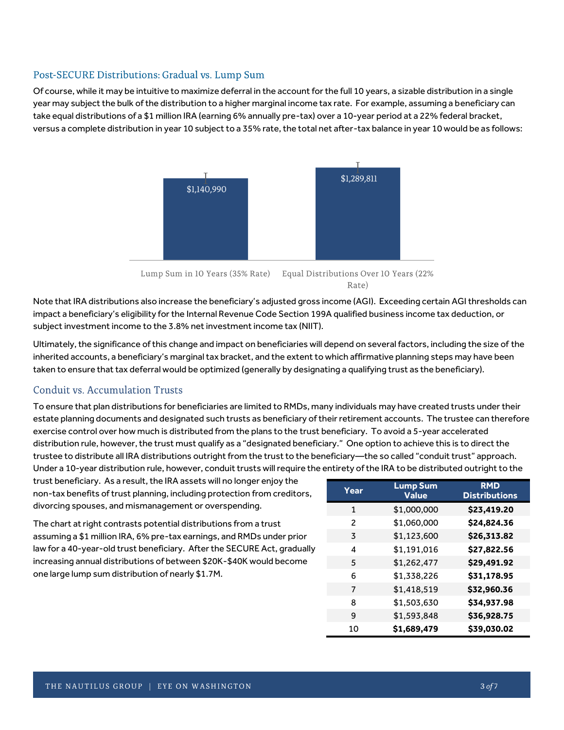## Post-SECURE Distributions: Gradual vs. Lump Sum

Of course, while it may be intuitive to maximize deferral in the account for the full 10 years, a sizable distribution in a single year may subject the bulk of the distribution to a higher marginal income tax rate. For example, assuming a beneficiary can take equal distributions of a $1 million IRA (earning 6% annually pre-tax) over a 10-year period at a 22% federal bracket, versus a complete distribution in year 10 subject to a 35% rate, the total net after-tax balance in year 10 would be as follows:

| | Lump Sum in 10 Years (35% Rate) | Equal Distributions Over 10 Years (22% Rate) |
|---|---|---|
| Net after-tax balance | $1,140,990 | $1,289,811 |

Note that IRA distributions also increase the beneficiary's adjusted gross income (AGI). Exceeding certain AGI thresholds can impact a beneficiary's eligibility for the Internal Revenue Code Section 199A qualified business income tax deduction, or subject investment income to the 3.8% net investment income tax (NIIT).

Ultimately, the significance of this change and impact on beneficiaries will depend on several factors, including the size of the inherited accounts, a beneficiary's marginal tax bracket, and the extent to which affirmative planning steps may have been taken to ensure that tax deferral would be optimized (generally by designating a qualifying trust as the beneficiary).

## Conduit vs. Accumulation Trusts

To ensure that plan distributions for beneficiaries are limited to RMDs, many individuals may have created trusts under their estate planning documents and designated such trusts as beneficiary of their retirement accounts. The trustee can therefore exercise control over how much is distributed from the plans to the trust beneficiary. To avoid a 5-year accelerated distribution rule, however, the trust must qualify as a "designated beneficiary." One option to achieve this is to direct the trustee to distribute all IRA distributions outright from the trust to the beneficiary—the so called "conduit trust" approach. Under a 10-year distribution rule, however, conduit trusts will require the entirety of the IRA to be distributed outright to the trust beneficiary. As a result, the IRA assets will no longer enjoy the non-tax benefits of trust planning, including protection from creditors, divorcing spouses, and mismanagement or overspending.

The chart at right contrasts potential distributions from a trust assuming a $1 million IRA, 6% pre-tax earnings, and RMDs under prior law for a 40-year-old trust beneficiary. After the SECURE Act, gradually increasing annual distributions of between $20K-$40K would become one large lump sum distribution of nearly $1.7M.

| Year | Lump Sum Value | RMD Distributions |
|---|---|---|
| 1 | $1,000,000 | **$23,419.20** |
| 2 | $1,060,000 | **$24,824.36** |
| 3 | $1,123,600 | **$26,313.82** |
| 4 | $1,191,016 | **$27,822.56** |
| 5 | $1,262,477 | **$29,491.92** |
| 6 | $1,338,226 | **$31,178.95** |
| 7 | $1,418,519 | **$32,960.36** |
| 8 | $1,503,630 | **$34,937.98** |
| 9 | $1,593,848 | **$36,928.75** |
| 10 | **$1,689,479** | $39,030.02 |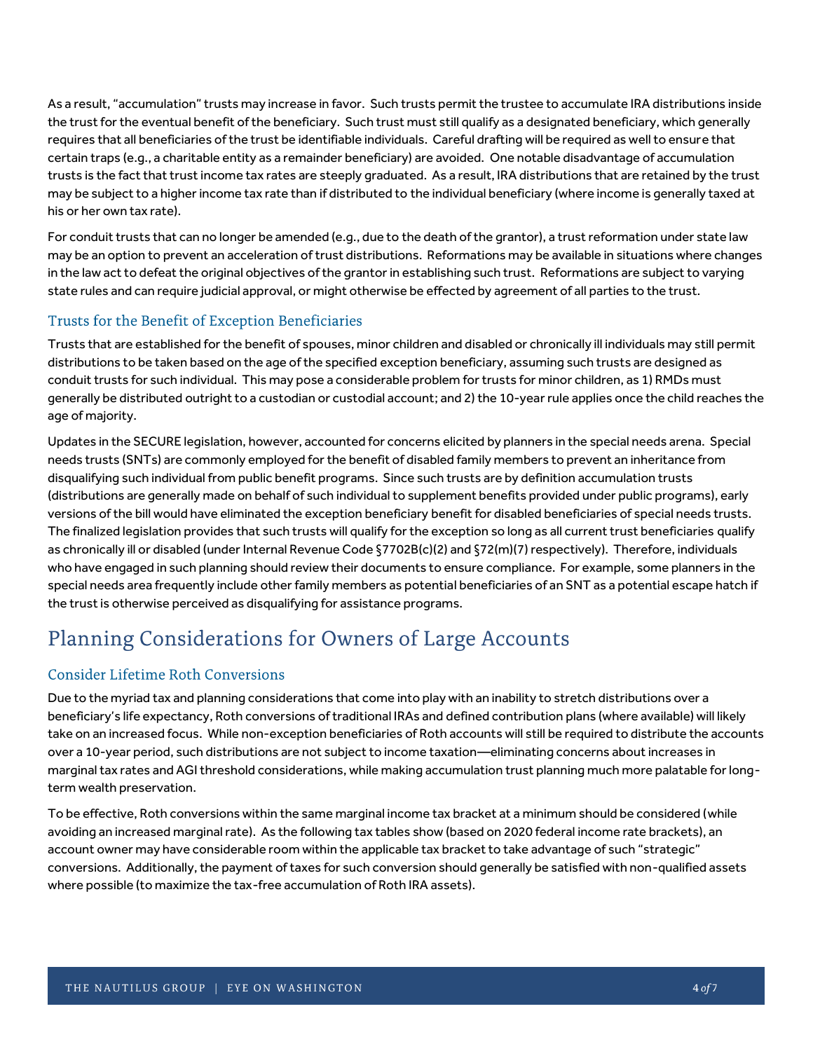As a result, "accumulation" trusts may increase in favor. Such trusts permit the trustee to accumulate IRA distributions inside the trust for the eventual benefit of the beneficiary. Such trust must still qualify as a designated beneficiary, which generally requires that all beneficiaries of the trust be identifiable individuals. Careful drafting will be required as well to ensure that certain traps (e.g., a charitable entity as a remainder beneficiary) are avoided. One notable disadvantage of accumulation trusts is the fact that trust income tax rates are steeply graduated. As a result, IRA distributions that are retained by the trust may be subject to a higher income tax rate than if distributed to the individual beneficiary (where income is generally taxed at his or her own tax rate).

For conduit trusts that can no longer be amended (e.g., due to the death of the grantor), a trust reformation under state law may be an option to prevent an acceleration of trust distributions. Reformations may be available in situations where changes in the law act to defeat the original objectives of the grantor in establishing such trust. Reformations are subject to varying state rules and can require judicial approval, or might otherwise be effected by agreement of all parties to the trust.

### Trusts for the Benefit of Exception Beneficiaries

Trusts that are established for the benefit of spouses, minor children and disabled or chronically ill individuals may still permit distributions to be taken based on the age of the specified exception beneficiary, assuming such trusts are designed as conduit trusts for such individual. This may pose a considerable problem for trusts for minor children, as 1) RMDs must generally be distributed outright to a custodian or custodial account; and 2) the 10-year rule applies once the child reaches the age of majority.

Updates in the SECURE legislation, however, accounted for concerns elicited by planners in the special needs arena. Special needs trusts (SNTs) are commonly employed for the benefit of disabled family members to prevent an inheritance from disqualifying such individual from public benefit programs. Since such trusts are by definition accumulation trusts (distributions are generally made on behalf of such individual to supplement benefits provided under public programs), early versions of the bill would have eliminated the exception beneficiary benefit for disabled beneficiaries of special needs trusts. The finalized legislation provides that such trusts will qualify for the exception so long as all current trust beneficiaries qualify as chronically ill or disabled (under Internal Revenue Code §7702B(c)(2) and §72(m)(7) respectively). Therefore, individuals who have engaged in such planning should review their documents to ensure compliance. For example, some planners in the special needs area frequently include other family members as potential beneficiaries of an SNT as a potential escape hatch if the trust is otherwise perceived as disqualifying for assistance programs.

## Planning Considerations for Owners of Large Accounts

### Consider Lifetime Roth Conversions

Due to the myriad tax and planning considerations that come into play with an inability to stretch distributions over a beneficiary's life expectancy, Roth conversions of traditional IRAs and defined contribution plans (where available) will likely take on an increased focus. While non-exception beneficiaries of Roth accounts will still be required to distribute the accounts over a 10-year period, such distributions are not subject to income taxation—eliminating concerns about increases in marginal tax rates and AGI threshold considerations, while making accumulation trust planning much more palatable for long-term wealth preservation.

To be effective, Roth conversions within the same marginal income tax bracket at a minimum should be considered (while avoiding an increased marginal rate). As the following tax tables show (based on 2020 federal income rate brackets), an account owner may have considerable room within the applicable tax bracket to take advantage of such "strategic" conversions. Additionally, the payment of taxes for such conversion should generally be satisfied with non-qualified assets where possible (to maximize the tax-free accumulation of Roth IRA assets).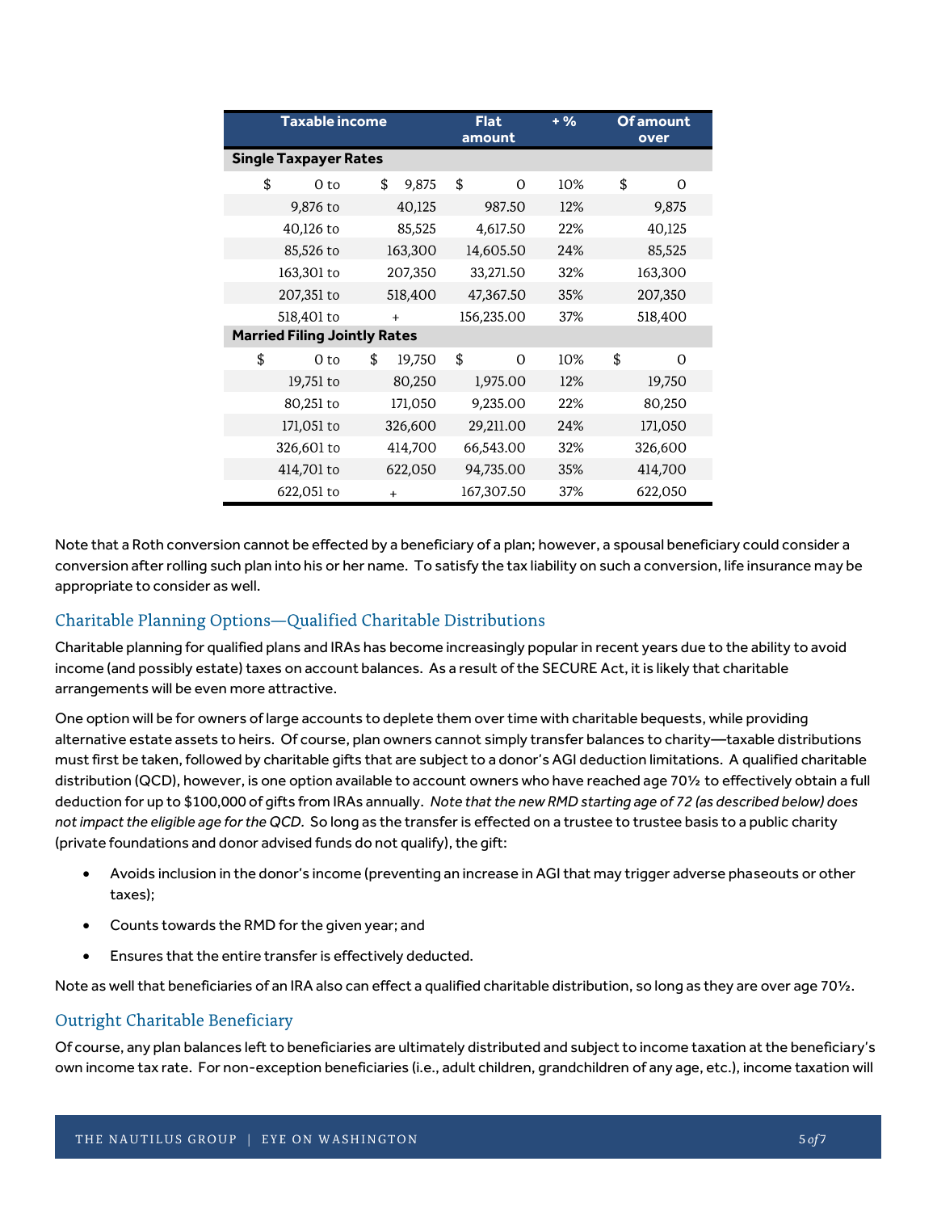| Taxable income | | Flat amount | + % | Of amount over |
|---|---|---|---|---|
| **Single Taxpayer Rates** | | | | |
| $ 0 to | $ 9,875 | $ 0 | 10% | $ 0 |
| 9,876 to | 40,125 | 987.50 | 12% | 9,875 |
| 40,126 to | 85,525 | 4,617.50 | 22% | 40,125 |
| 85,526 to | 163,300 | 14,605.50 | 24% | 85,525 |
| 163,301 to | 207,350 | 33,271.50 | 32% | 163,300 |
| 207,351 to | 518,400 | 47,367.50 | 35% | 207,350 |
| 518,401 to | + | 156,235.00 | 37% | 518,400 |
| **Married Filing Jointly Rates** | | | | |
| $ 0 to | $ 19,750 | $ 0 | 10% | $ 0 |
| 19,751 to | 80,250 | 1,975.00 | 12% | 19,750 |
| 80,251 to | 171,050 | 9,235.00 | 22% | 80,250 |
| 171,051 to | 326,600 | 29,211.00 | 24% | 171,050 |
| 326,601 to | 414,700 | 66,543.00 | 32% | 326,600 |
| 414,701 to | 622,050 | 94,735.00 | 35% | 414,700 |
| 622,051 to | + | 167,307.50 | 37% | 622,050 |

Note that a Roth conversion cannot be effected by a beneficiary of a plan; however, a spousal beneficiary could consider a conversion after rolling such plan into his or her name. To satisfy the tax liability on such a conversion, life insurance may be appropriate to consider as well.

## Charitable Planning Options—Qualified Charitable Distributions

Charitable planning for qualified plans and IRAs has become increasingly popular in recent years due to the ability to avoid income (and possibly estate) taxes on account balances. As a result of the SECURE Act, it is likely that charitable arrangements will be even more attractive.

One option will be for owners of large accounts to deplete them over time with charitable bequests, while providing alternative estate assets to heirs. Of course, plan owners cannot simply transfer balances to charity—taxable distributions must first be taken, followed by charitable gifts that are subject to a donor's AGI deduction limitations. A qualified charitable distribution (QCD), however, is one option available to account owners who have reached age 70½ to effectively obtain a full deduction for up to $100,000 of gifts from IRAs annually. *Note that the new RMD starting age of 72 (as described below) does not impact the eligible age for the QCD.* So long as the transfer is effected on a trustee to trustee basis to a public charity (private foundations and donor advised funds do not qualify), the gift:

- Avoids inclusion in the donor's income (preventing an increase in AGI that may trigger adverse phaseouts or other taxes);
- Counts towards the RMD for the given year; and
- Ensures that the entire transfer is effectively deducted.

Note as well that beneficiaries of an IRA also can effect a qualified charitable distribution, so long as they are over age 70½.

## Outright Charitable Beneficiary

Of course, any plan balances left to beneficiaries are ultimately distributed and subject to income taxation at the beneficiary's own income tax rate. For non-exception beneficiaries (i.e., adult children, grandchildren of any age, etc.), income taxation will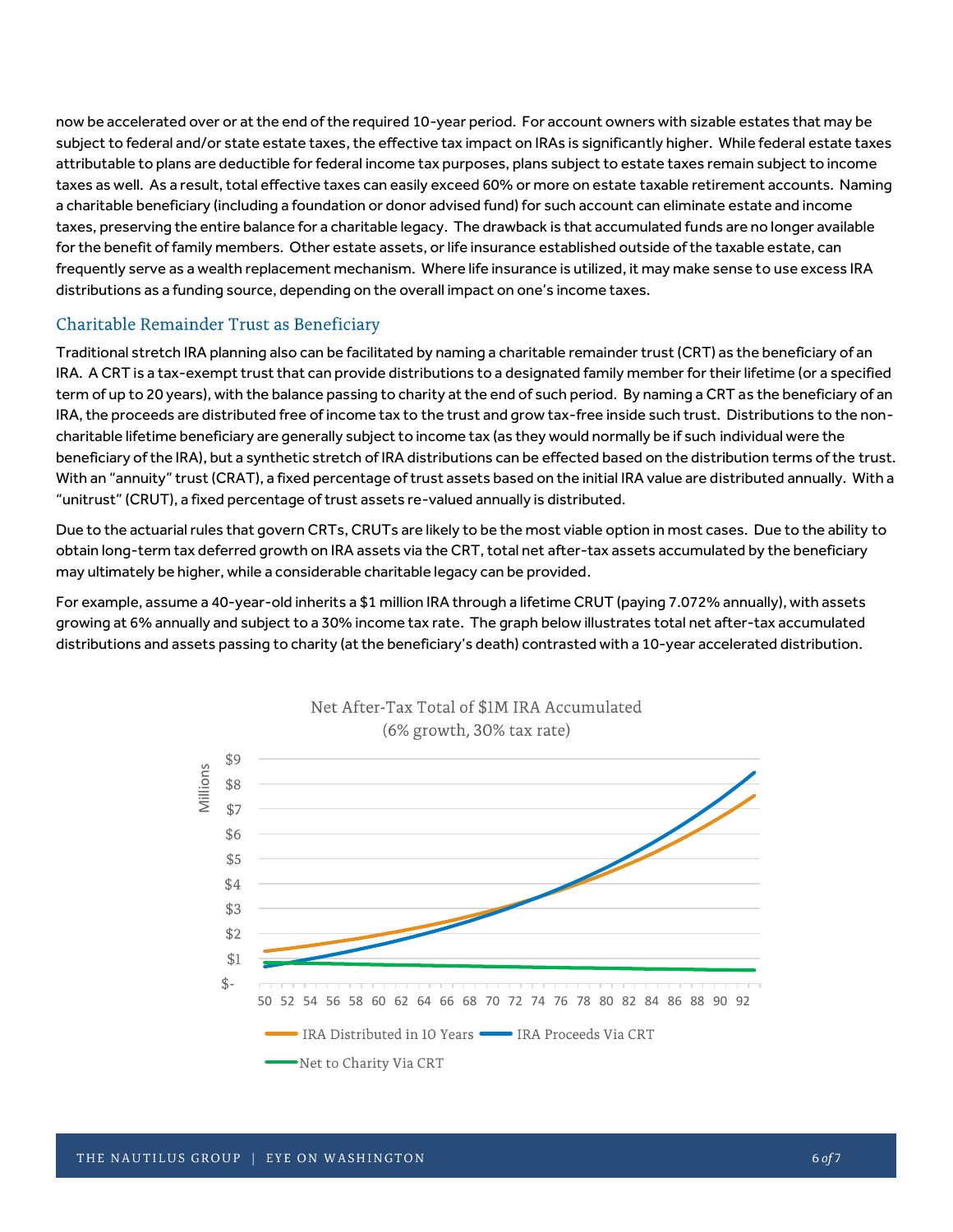now be accelerated over or at the end of the required 10-year period. For account owners with sizable estates that may be subject to federal and/or state estate taxes, the effective tax impact on IRAs is significantly higher. While federal estate taxes attributable to plans are deductible for federal income tax purposes, plans subject to estate taxes remain subject to income taxes as well. As a result, total effective taxes can easily exceed 60% or more on estate taxable retirement accounts. Naming a charitable beneficiary (including a foundation or donor advised fund) for such account can eliminate estate and income taxes, preserving the entire balance for a charitable legacy. The drawback is that accumulated funds are no longer available for the benefit of family members. Other estate assets, or life insurance established outside of the taxable estate, can frequently serve as a wealth replacement mechanism. Where life insurance is utilized, it may make sense to use excess IRA distributions as a funding source, depending on the overall impact on one's income taxes.

## Charitable Remainder Trust as Beneficiary

Traditional stretch IRA planning also can be facilitated by naming a charitable remainder trust (CRT) as the beneficiary of an IRA. A CRT is a tax-exempt trust that can provide distributions to a designated family member for their lifetime (or a specified term of up to 20 years), with the balance passing to charity at the end of such period. By naming a CRT as the beneficiary of an IRA, the proceeds are distributed free of income tax to the trust and grow tax-free inside such trust. Distributions to the non-charitable lifetime beneficiary are generally subject to income tax (as they would normally be if such individual were the beneficiary of the IRA), but a synthetic stretch of IRA distributions can be effected based on the distribution terms of the trust. With an "annuity" trust (CRAT), a fixed percentage of trust assets based on the initial IRA value are distributed annually. With a "unitrust" (CRUT), a fixed percentage of trust assets re-valued annually is distributed.

Due to the actuarial rules that govern CRTs, CRUTs are likely to be the most viable option in most cases. Due to the ability to obtain long-term tax deferred growth on IRA assets via the CRT, total net after-tax assets accumulated by the beneficiary may ultimately be higher, while a considerable charitable legacy can be provided.

For example, assume a 40-year-old inherits a $1 million IRA through a lifetime CRUT (paying 7.072% annually), with assets growing at 6% annually and subject to a 30% income tax rate. The graph below illustrates total net after-tax accumulated distributions and assets passing to charity (at the beneficiary's death) contrasted with a 10-year accelerated distribution.

Net After-Tax Total of $1M IRA Accumulated
(6% growth, 30% tax rate)

Millions: $-, $1, $2, $3, $4, $5, $6, $7, $8, $9

Age: 50 52 54 56 58 60 62 64 66 68 70 72 74 76 78 80 82 84 86 88 90 92

IRA Distributed in 10 Years — IRA Proceeds Via CRT — Net to Charity Via CRT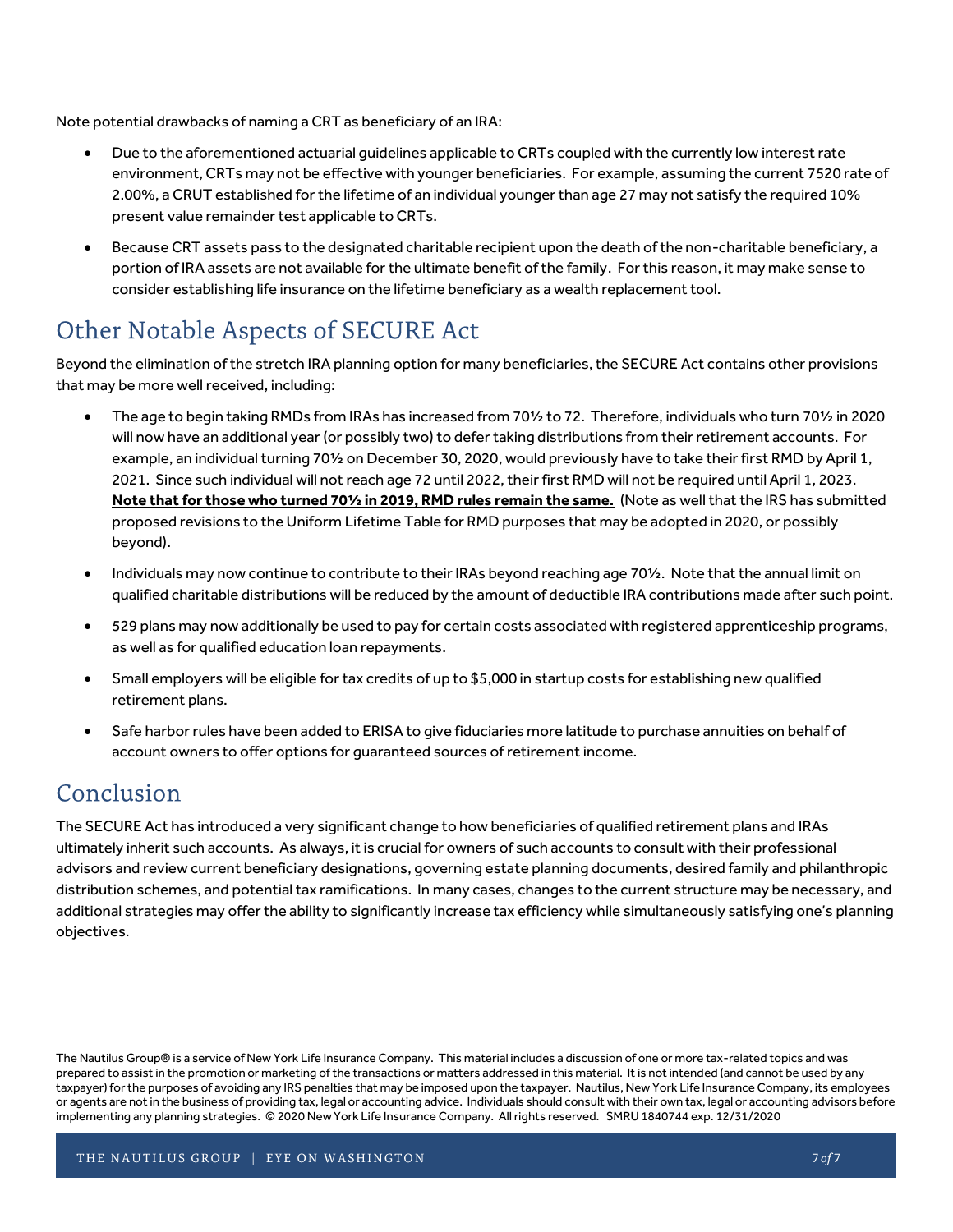Note potential drawbacks of naming a CRT as beneficiary of an IRA:

- Due to the aforementioned actuarial guidelines applicable to CRTs coupled with the currently low interest rate environment, CRTs may not be effective with younger beneficiaries. For example, assuming the current 7520 rate of 2.00%, a CRUT established for the lifetime of an individual younger than age 27 may not satisfy the required 10% present value remainder test applicable to CRTs.
- Because CRT assets pass to the designated charitable recipient upon the death of the non-charitable beneficiary, a portion of IRA assets are not available for the ultimate benefit of the family. For this reason, it may make sense to consider establishing life insurance on the lifetime beneficiary as a wealth replacement tool.

## Other Notable Aspects of SECURE Act

Beyond the elimination of the stretch IRA planning option for many beneficiaries, the SECURE Act contains other provisions that may be more well received, including:

- The age to begin taking RMDs from IRAs has increased from 70½ to 72. Therefore, individuals who turn 70½ in 2020 will now have an additional year (or possibly two) to defer taking distributions from their retirement accounts. For example, an individual turning 70½ on December 30, 2020, would previously have to take their first RMD by April 1, 2021. Since such individual will not reach age 72 until 2022, their first RMD will not be required until April 1, 2023. **Note that for those who turned 70½ in 2019, RMD rules remain the same.** (Note as well that the IRS has submitted proposed revisions to the Uniform Lifetime Table for RMD purposes that may be adopted in 2020, or possibly beyond).
- Individuals may now continue to contribute to their IRAs beyond reaching age 70½. Note that the annual limit on qualified charitable distributions will be reduced by the amount of deductible IRA contributions made after such point.
- 529 plans may now additionally be used to pay for certain costs associated with registered apprenticeship programs, as well as for qualified education loan repayments.
- Small employers will be eligible for tax credits of up to $5,000 in startup costs for establishing new qualified retirement plans.
- Safe harbor rules have been added to ERISA to give fiduciaries more latitude to purchase annuities on behalf of account owners to offer options for guaranteed sources of retirement income.

## Conclusion

The SECURE Act has introduced a very significant change to how beneficiaries of qualified retirement plans and IRAs ultimately inherit such accounts. As always, it is crucial for owners of such accounts to consult with their professional advisors and review current beneficiary designations, governing estate planning documents, desired family and philanthropic distribution schemes, and potential tax ramifications. In many cases, changes to the current structure may be necessary, and additional strategies may offer the ability to significantly increase tax efficiency while simultaneously satisfying one's planning objectives.

The Nautilus Group® is a service of New York Life Insurance Company. This material includes a discussion of one or more tax-related topics and was prepared to assist in the promotion or marketing of the transactions or matters addressed in this material. It is not intended (and cannot be used by any taxpayer) for the purposes of avoiding any IRS penalties that may be imposed upon the taxpayer. Nautilus, New York Life Insurance Company, its employees or agents are not in the business of providing tax, legal or accounting advice. Individuals should consult with their own tax, legal or accounting advisors before implementing any planning strategies. © 2020 New York Life Insurance Company. All rights reserved. SMRU 1840744 exp. 12/31/2020